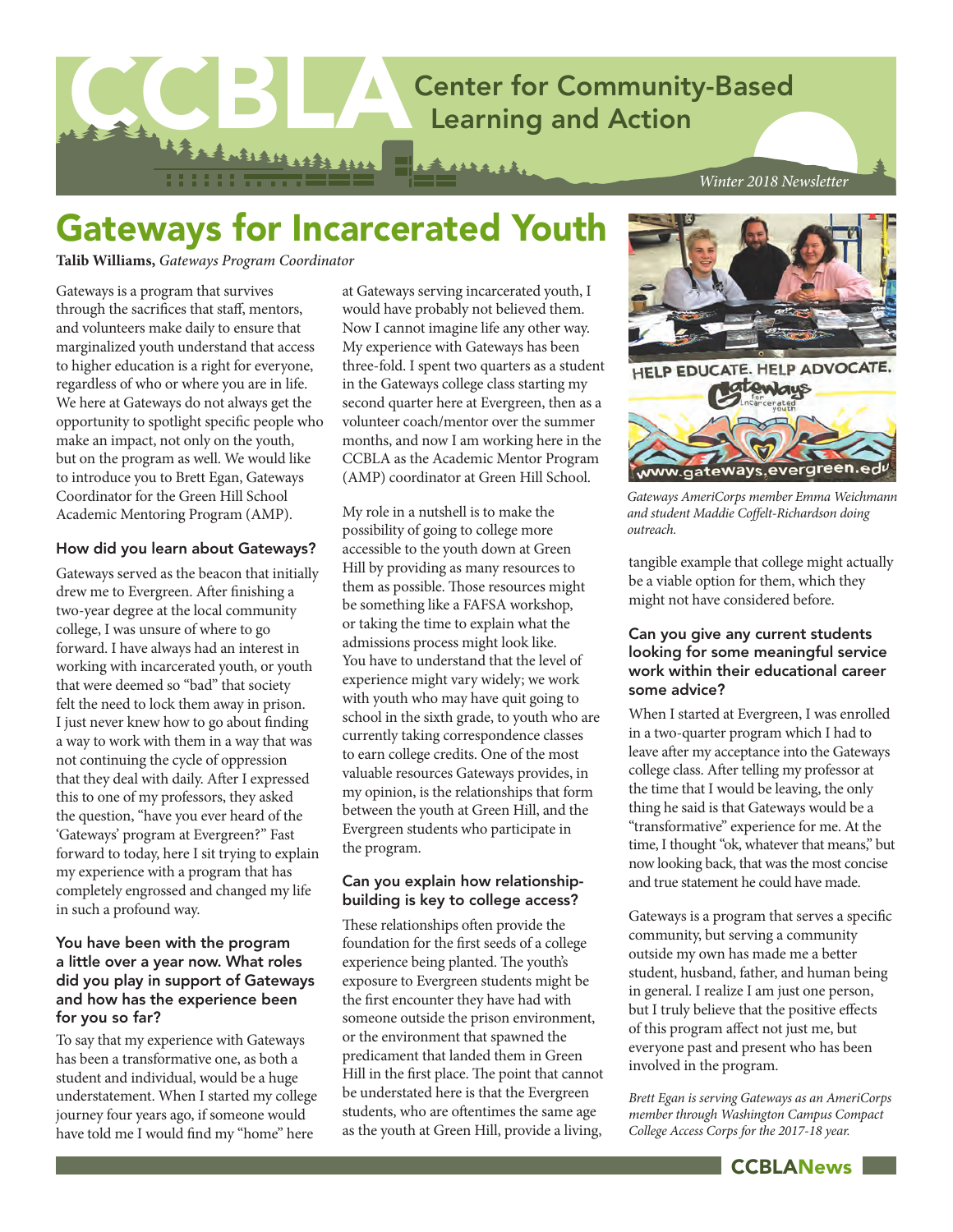# CCBLA Center for Community-Based Learning and Action

*Winter 2018 Newsletter*

# Gateways for Incarcerated Youth

**Talib Williams,** *Gateways Program Coordinator*

Gateways is a program that survives through the sacrifices that staff, mentors, and volunteers make daily to ensure that marginalized youth understand that access to higher education is a right for everyone, regardless of who or where you are in life. We here at Gateways do not always get the opportunity to spotlight specific people who make an impact, not only on the youth, but on the program as well. We would like to introduce you to Brett Egan, Gateways Coordinator for the Green Hill School Academic Mentoring Program (AMP).

### How did you learn about Gateways?

Gateways served as the beacon that initially drew me to Evergreen. After finishing a two-year degree at the local community college, I was unsure of where to go forward. I have always had an interest in working with incarcerated youth, or youth that were deemed so "bad" that society felt the need to lock them away in prison. I just never knew how to go about finding a way to work with them in a way that was not continuing the cycle of oppression that they deal with daily. After I expressed this to one of my professors, they asked the question, "have you ever heard of the 'Gateways' program at Evergreen?" Fast forward to today, here I sit trying to explain my experience with a program that has completely engrossed and changed my life in such a profound way.

### You have been with the program a little over a year now. What roles did you play in support of Gateways and how has the experience been for you so far?

To say that my experience with Gateways has been a transformative one, as both a student and individual, would be a huge understatement. When I started my college journey four years ago, if someone would have told me I would find my "home" here at Gateways serving incarcerated youth, I would have probably not believed them. Now I cannot imagine life any other way. My experience with Gateways has been three-fold. I spent two quarters as a student in the Gateways college class starting my second quarter here at Evergreen, then as a volunteer coach/mentor over the summer months, and now I am working here in the CCBLA as the Academic Mentor Program (AMP) coordinator at Green Hill School.

My role in a nutshell is to make the possibility of going to college more accessible to the youth down at Green Hill by providing as many resources to them as possible. Those resources might be something like a FAFSA workshop, or taking the time to explain what the admissions process might look like. You have to understand that the level of experience might vary widely; we work with youth who may have quit going to school in the sixth grade, to youth who are currently taking correspondence classes to earn college credits. One of the most valuable resources Gateways provides, in my opinion, is the relationships that form between the youth at Green Hill, and the Evergreen students who participate in the program.

### Can you explain how relationship-building is key to college access?

These relationships often provide the foundation for the first seeds of a college experience being planted. The youth's exposure to Evergreen students might be the first encounter they have had with someone outside the prison environment, or the environment that spawned the predicament that landed them in Green Hill in the first place. The point that cannot be understated here is that the Evergreen students, who are oftentimes the same age as the youth at Green Hill, provide a living, tangible example that college might actually be a viable option for them, which they might not have considered before.

HELP EDUCATE. HELP ADVOCATE. Gateways for Incarcerated youth www.gateways.evergreen.edu

*Gateways AmeriCorps member Emma Weichmann and student Maddie Coffelt-Richardson doing outreach.*

### Can you give any current students looking for some meaningful service work within their educational career some advice?

When I started at Evergreen, I was enrolled in a two-quarter program which I had to leave after my acceptance into the Gateways college class. After telling my professor at the time that I would be leaving, the only thing he said is that Gateways would be a "transformative" experience for me. At the time, I thought "ok, whatever that means," but now looking back, that was the most concise and true statement he could have made.

Gateways is a program that serves a specific community, but serving a community outside my own has made me a better student, husband, father, and human being in general. I realize I am just one person, but I truly believe that the positive effects of this program affect not just me, but everyone past and present who has been involved in the program.

*Brett Egan is serving Gateways as an AmeriCorps member through Washington Campus Compact College Access Corps for the 2017-18 year.*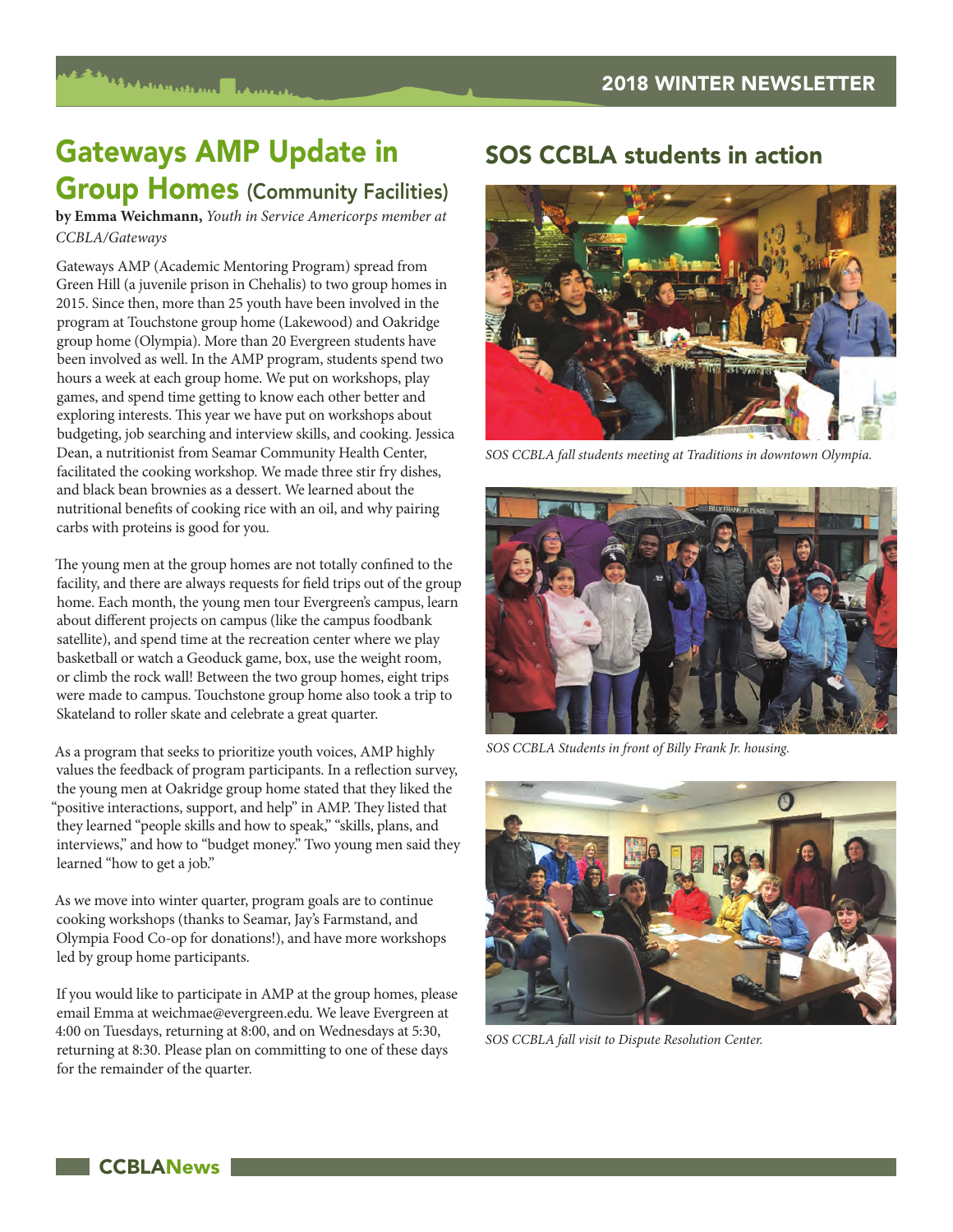# Gateways AMP Update in Group Homes (Community Facilities)

**by Emma Weichmann,** *Youth in Service Americorps member at CCBLA/Gateways*

Gateways AMP (Academic Mentoring Program) spread from Green Hill (a juvenile prison in Chehalis) to two group homes in 2015. Since then, more than 25 youth have been involved in the program at Touchstone group home (Lakewood) and Oakridge group home (Olympia). More than 20 Evergreen students have been involved as well. In the AMP program, students spend two hours a week at each group home. We put on workshops, play games, and spend time getting to know each other better and exploring interests. This year we have put on workshops about budgeting, job searching and interview skills, and cooking. Jessica Dean, a nutritionist from Seamar Community Health Center, facilitated the cooking workshop. We made three stir fry dishes, and black bean brownies as a dessert. We learned about the nutritional benefits of cooking rice with an oil, and why pairing carbs with proteins is good for you.

The young men at the group homes are not totally confined to the facility, and there are always requests for field trips out of the group home. Each month, the young men tour Evergreen's campus, learn about different projects on campus (like the campus foodbank satellite), and spend time at the recreation center where we play basketball or watch a Geoduck game, box, use the weight room, or climb the rock wall! Between the two group homes, eight trips were made to campus. Touchstone group home also took a trip to Skateland to roller skate and celebrate a great quarter.

As a program that seeks to prioritize youth voices, AMP highly values the feedback of program participants. In a reflection survey, the young men at Oakridge group home stated that they liked the "positive interactions, support, and help" in AMP. They listed that they learned "people skills and how to speak," "skills, plans, and interviews," and how to "budget money." Two young men said they learned "how to get a job."

As we move into winter quarter, program goals are to continue cooking workshops (thanks to Seamar, Jay's Farmstand, and Olympia Food Co-op for donations!), and have more workshops led by group home participants.

If you would like to participate in AMP at the group homes, please email Emma at weichmae@evergreen.edu. We leave Evergreen at 4:00 on Tuesdays, returning at 8:00, and on Wednesdays at 5:30, returning at 8:30. Please plan on committing to one of these days for the remainder of the quarter.

# SOS CCBLA students in action

*SOS CCBLA fall students meeting at Traditions in downtown Olympia.*

*SOS CCBLA Students in front of Billy Frank Jr. housing.*

*SOS CCBLA fall visit to Dispute Resolution Center.*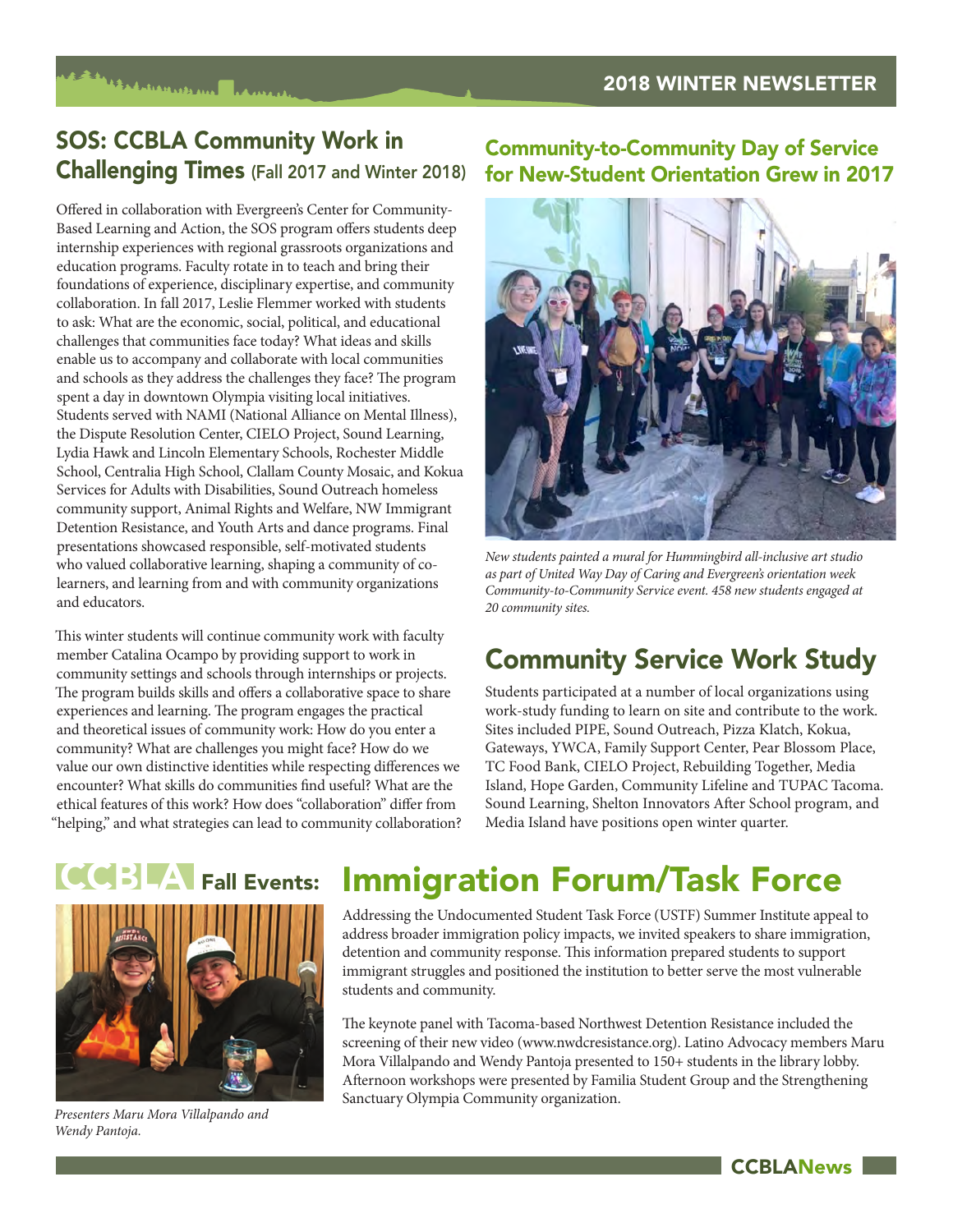## SOS: CCBLA Community Work in Challenging Times (Fall 2017 and Winter 2018)

Offered in collaboration with Evergreen's Center for Community-Based Learning and Action, the SOS program offers students deep internship experiences with regional grassroots organizations and education programs. Faculty rotate in to teach and bring their foundations of experience, disciplinary expertise, and community collaboration. In fall 2017, Leslie Flemmer worked with students to ask: What are the economic, social, political, and educational challenges that communities face today? What ideas and skills enable us to accompany and collaborate with local communities and schools as they address the challenges they face? The program spent a day in downtown Olympia visiting local initiatives. Students served with NAMI (National Alliance on Mental Illness), the Dispute Resolution Center, CIELO Project, Sound Learning, Lydia Hawk and Lincoln Elementary Schools, Rochester Middle School, Centralia High School, Clallam County Mosaic, and Kokua Services for Adults with Disabilities, Sound Outreach homeless community support, Animal Rights and Welfare, NW Immigrant Detention Resistance, and Youth Arts and dance programs. Final presentations showcased responsible, self-motivated students who valued collaborative learning, shaping a community of co-learners, and learning from and with community organizations and educators.

This winter students will continue community work with faculty member Catalina Ocampo by providing support to work in community settings and schools through internships or projects. The program builds skills and offers a collaborative space to share experiences and learning. The program engages the practical and theoretical issues of community work: How do you enter a community? What are challenges you might face? How do we value our own distinctive identities while respecting differences we encounter? What skills do communities find useful? What are the ethical features of this work? How does "collaboration" differ from "helping," and what strategies can lead to community collaboration?

## Community-to-Community Day of Service for New-Student Orientation Grew in 2017

*New students painted a mural for Hummingbird all-inclusive art studio as part of United Way Day of Caring and Evergreen's orientation week Community-to-Community Service event. 458 new students engaged at 20 community sites.*

## Community Service Work Study

Students participated at a number of local organizations using work-study funding to learn on site and contribute to the work. Sites included PIPE, Sound Outreach, Pizza Klatch, Kokua, Gateways, YWCA, Family Support Center, Pear Blossom Place, TC Food Bank, CIELO Project, Rebuilding Together, Media Island, Hope Garden, Community Lifeline and TUPAC Tacoma. Sound Learning, Shelton Innovators After School program, and Media Island have positions open winter quarter.

## CCBLA Fall Events:

*Presenters Maru Mora Villalpando and Wendy Pantoja.*

# Immigration Forum/Task Force

Addressing the Undocumented Student Task Force (USTF) Summer Institute appeal to address broader immigration policy impacts, we invited speakers to share immigration, detention and community response. This information prepared students to support immigrant struggles and positioned the institution to better serve the most vulnerable students and community.

The keynote panel with Tacoma-based Northwest Detention Resistance included the screening of their new video (www.nwdcresistance.org). Latino Advocacy members Maru Mora Villalpando and Wendy Pantoja presented to 150+ students in the library lobby. Afternoon workshops were presented by Familia Student Group and the Strengthening Sanctuary Olympia Community organization.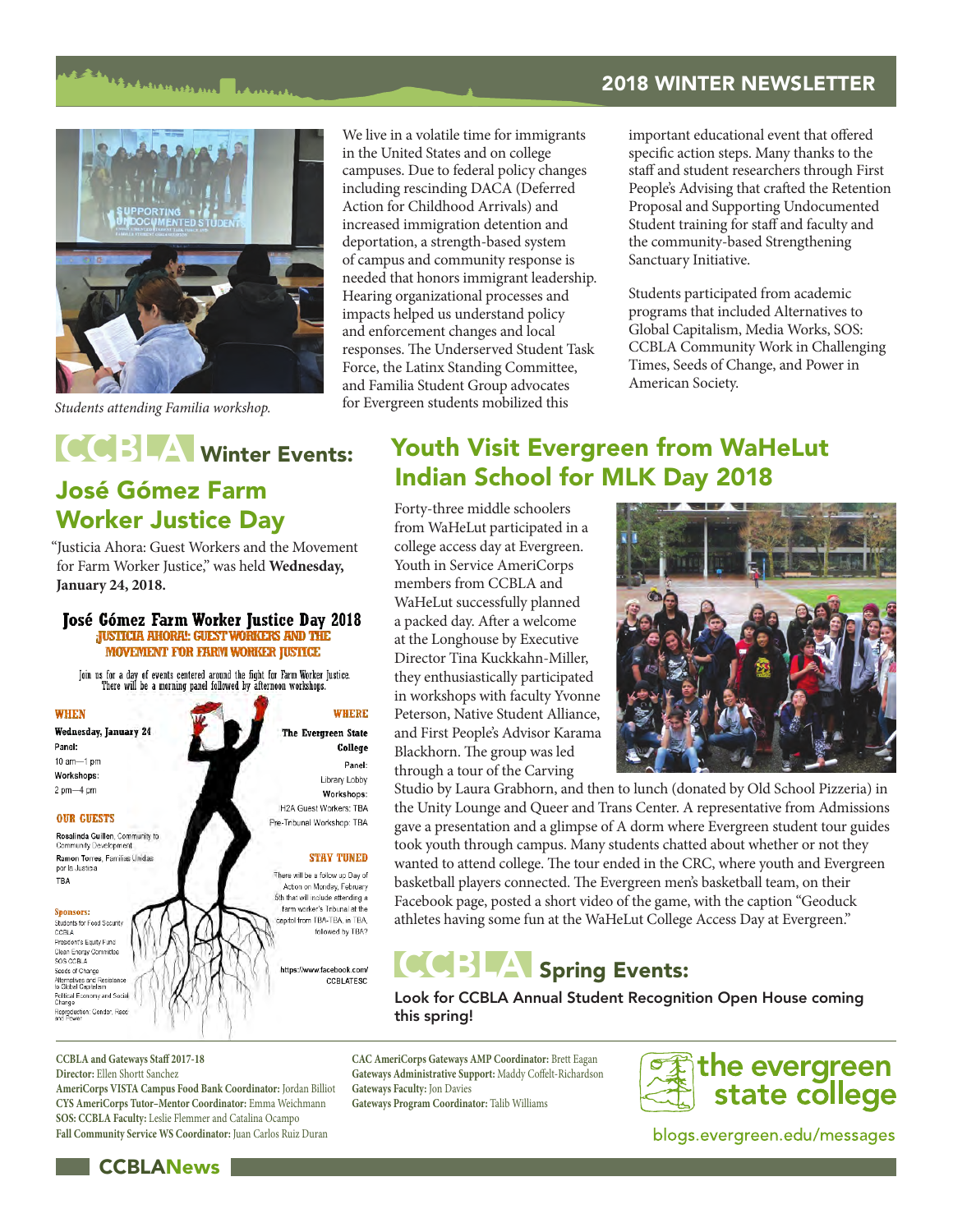*Students attending Familia workshop.*

We live in a volatile time for immigrants in the United States and on college campuses. Due to federal policy changes including rescinding DACA (Deferred Action for Childhood Arrivals) and increased immigration detention and deportation, a strength-based system of campus and community response is needed that honors immigrant leadership. Hearing organizational processes and impacts helped us understand policy and enforcement changes and local responses. The Underserved Student Task Force, the Latinx Standing Committee, and Familia Student Group advocates for Evergreen students mobilized this important educational event that offered specific action steps. Many thanks to the staff and student researchers through First People's Advising that crafted the Retention Proposal and Supporting Undocumented Student training for staff and faculty and the community-based Strengthening Sanctuary Initiative.

Students participated from academic programs that included Alternatives to Global Capitalism, Media Works, SOS: CCBLA Community Work in Challenging Times, Seeds of Change, and Power in American Society.

## CCBLA Winter Events:

## José Gómez Farm Worker Justice Day

"Justicia Ahora: Guest Workers and the Movement for Farm Worker Justice," was held **Wednesday, January 24, 2018.**

### José Gómez Farm Worker Justice Day 2018

**¡JUSTICIA AHORA!: GUEST WORKERS AND THE MOVEMENT FOR FARM WORKER JUSTICE**

Join us for a day of events centered around the fight for Farm Worker Justice. There will be a morning panel followed by afternoon workshops.

**WHEN**

**Wednesday, January 24**
Panel:
10 am—1 pm
Workshops:
2 pm—4 pm

**WHERE**

**The Evergreen State College**
Panel:
Library Lobby
Workshops:
H2A Guest Workers: TBA
Pre-Tribunal Workshop: TBA

**OUR GUESTS**

Rosalinda Guillen, Community to Community Development
Ramon Torres, Familias Unidas por la Justicia
TBA

**STAY TUNED**

There will be a follow up Day of Action on Monday, February 5th that will include attending a farm worker's Tribunal at the capitol from TBA-TBA, in TBA, followed by TBA?

**Sponsors:**

Students for Food Security
CCBLA
President's Equity Fund
Clean Energy Committee
SOS CCBLA
Seeds of Change
Alternatives and Resistance to Global Capitalism
Political Economy and Social Change
Reproduction: Gender, Race and Power

https://www.facebook.com/CCBLATESC

## Youth Visit Evergreen from WaHeLut Indian School for MLK Day 2018

Forty-three middle schoolers from WaHeLut participated in a college access day at Evergreen. Youth in Service AmeriCorps members from CCBLA and WaHeLut successfully planned a packed day. After a welcome at the Longhouse by Executive Director Tina Kuckkahn-Miller, they enthusiastically participated in workshops with faculty Yvonne Peterson, Native Student Alliance, and First People's Advisor Karama Blackhorn. The group was led through a tour of the Carving Studio by Laura Grabhorn, and then to lunch (donated by Old School Pizzeria) in the Unity Lounge and Queer and Trans Center. A representative from Admissions gave a presentation and a glimpse of A dorm where Evergreen student tour guides took youth through campus. Many students chatted about whether or not they wanted to attend college. The tour ended in the CRC, where youth and Evergreen basketball players connected. The Evergreen men's basketball team, on their Facebook page, posted a short video of the game, with the caption "Geoduck athletes having some fun at the WaHeLut College Access Day at Evergreen."

## CCBLA Spring Events:

**Look for CCBLA Annual Student Recognition Open House coming this spring!**

---

**CCBLA and Gateways Staff 2017-18**
**Director:** Ellen Shortt Sanchez
**AmeriCorps VISTA Campus Food Bank Coordinator:** Jordan Billiot
**CYS AmeriCorps Tutor–Mentor Coordinator:** Emma Weichmann
**SOS: CCBLA Faculty:** Leslie Flemmer and Catalina Ocampo
**Fall Community Service WS Coordinator:** Juan Carlos Ruiz Duran
**CAC AmeriCorps Gateways AMP Coordinator:** Brett Eagan
**Gateways Administrative Support:** Maddy Coffelt-Richardson
**Gateways Faculty:** Jon Davies
**Gateways Program Coordinator:** Talib Williams

the evergreen state college

blogs.evergreen.edu/messages